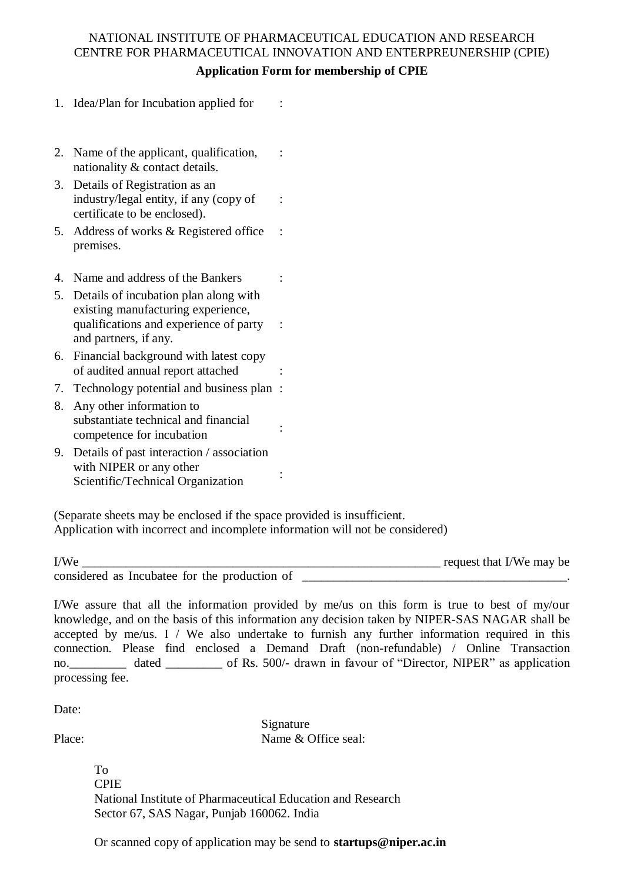NATIONAL INSTITUTE OF PHARMACEUTICAL EDUCATION AND RESEARCH
CENTRE FOR PHARMACEUTICAL INNOVATION AND ENTERPREUNERSHIP (CPIE)

**Application Form for membership of CPIE**

1. Idea/Plan for Incubation applied for :

2. Name of the applicant, qualification, nationality & contact details. :
3. Details of Registration as an industry/legal entity, if any (copy of certificate to be enclosed). :
5. Address of works & Registered office premises. :

4. Name and address of the Bankers :
5. Details of incubation plan along with existing manufacturing experience, qualifications and experience of party and partners, if any. :
6. Financial background with latest copy of audited annual report attached :
7. Technology potential and business plan :
8. Any other information to substantiate technical and financial competence for incubation :
9. Details of past interaction / association with NIPER or any other Scientific/Technical Organization :

(Separate sheets may be enclosed if the space provided is insufficient.
Application with incorrect and incomplete information will not be considered)

I/We ____________________________________________________________ request that I/We may be considered as Incubatee for the production of ___________________________________________.

I/We assure that all the information provided by me/us on this form is true to best of my/our knowledge, and on the basis of this information any decision taken by NIPER-SAS NAGAR shall be accepted by me/us. I / We also undertake to furnish any further information required in this connection. Please find enclosed a Demand Draft (non-refundable) / Online Transaction no._________ dated _________ of Rs. 500/- drawn in favour of "Director, NIPER" as application processing fee.

Date:

Signature

Place: Name & Office seal:

To
CPIE
National Institute of Pharmaceutical Education and Research
Sector 67, SAS Nagar, Punjab 160062. India

Or scanned copy of application may be send to **startups@niper.ac.in**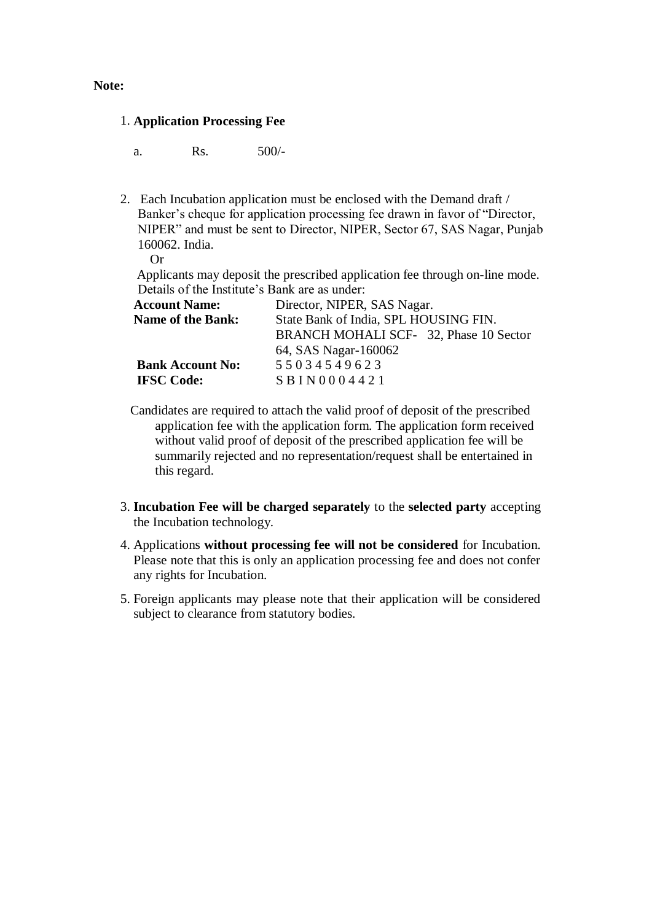**Note:**

1. **Application Processing Fee**

   a. Rs. 500/-

2. Each Incubation application must be enclosed with the Demand draft / Banker's cheque for application processing fee drawn in favor of "Director, NIPER" and must be sent to Director, NIPER, Sector 67, SAS Nagar, Punjab 160062. India.

   Or

   Applicants may deposit the prescribed application fee through on-line mode. Details of the Institute's Bank are as under:

   | | |
   |---|---|
   | **Account Name:** | Director, NIPER, SAS Nagar. |
   | **Name of the Bank:** | State Bank of India, SPL HOUSING FIN. BRANCH MOHALI SCF- 32, Phase 10 Sector 64, SAS Nagar-160062 |
   | **Bank Account No:** | 5 5 0 3 4 5 4 9 6 2 3 |
   | **IFSC Code:** | S B I N 0 0 0 4 4 2 1 |

   Candidates are required to attach the valid proof of deposit of the prescribed application fee with the application form. The application form received without valid proof of deposit of the prescribed application fee will be summarily rejected and no representation/request shall be entertained in this regard.

3. **Incubation Fee will be charged separately** to the **selected party** accepting the Incubation technology.

4. Applications **without processing fee will not be considered** for Incubation. Please note that this is only an application processing fee and does not confer any rights for Incubation.

5. Foreign applicants may please note that their application will be considered subject to clearance from statutory bodies.